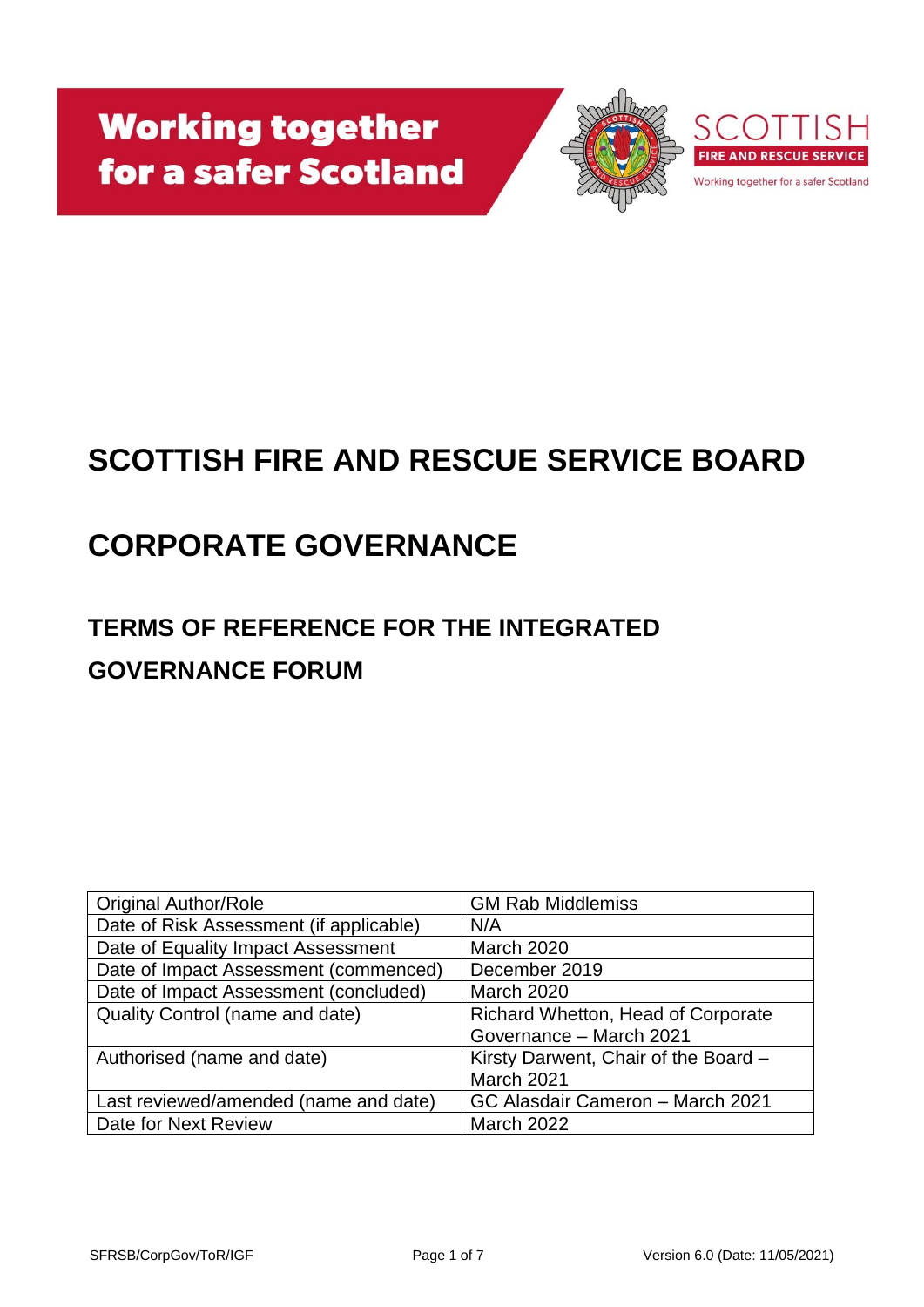Working together for a safer Scotland

SCOTTISH FIRE AND RESCUE SERVICE

Working together for a safer Scotland

# SCOTTISH FIRE AND RESCUE SERVICE BOARD

# CORPORATE GOVERNANCE

## TERMS OF REFERENCE FOR THE INTEGRATED GOVERNANCE FORUM

| Original Author/Role | GM Rab Middlemiss |
| --- | --- |
| Date of Risk Assessment (if applicable) | N/A |
| Date of Equality Impact Assessment | March 2020 |
| Date of Impact Assessment (commenced) | December 2019 |
| Date of Impact Assessment (concluded) | March 2020 |
| Quality Control (name and date) | Richard Whetton, Head of Corporate Governance – March 2021 |
| Authorised (name and date) | Kirsty Darwent, Chair of the Board – March 2021 |
| Last reviewed/amended (name and date) | GC Alasdair Cameron – March 2021 |
| Date for Next Review | March 2022 |

SFRSB/CorpGov/ToR/IGF — Version 6.0 (Date: 11/05/2021)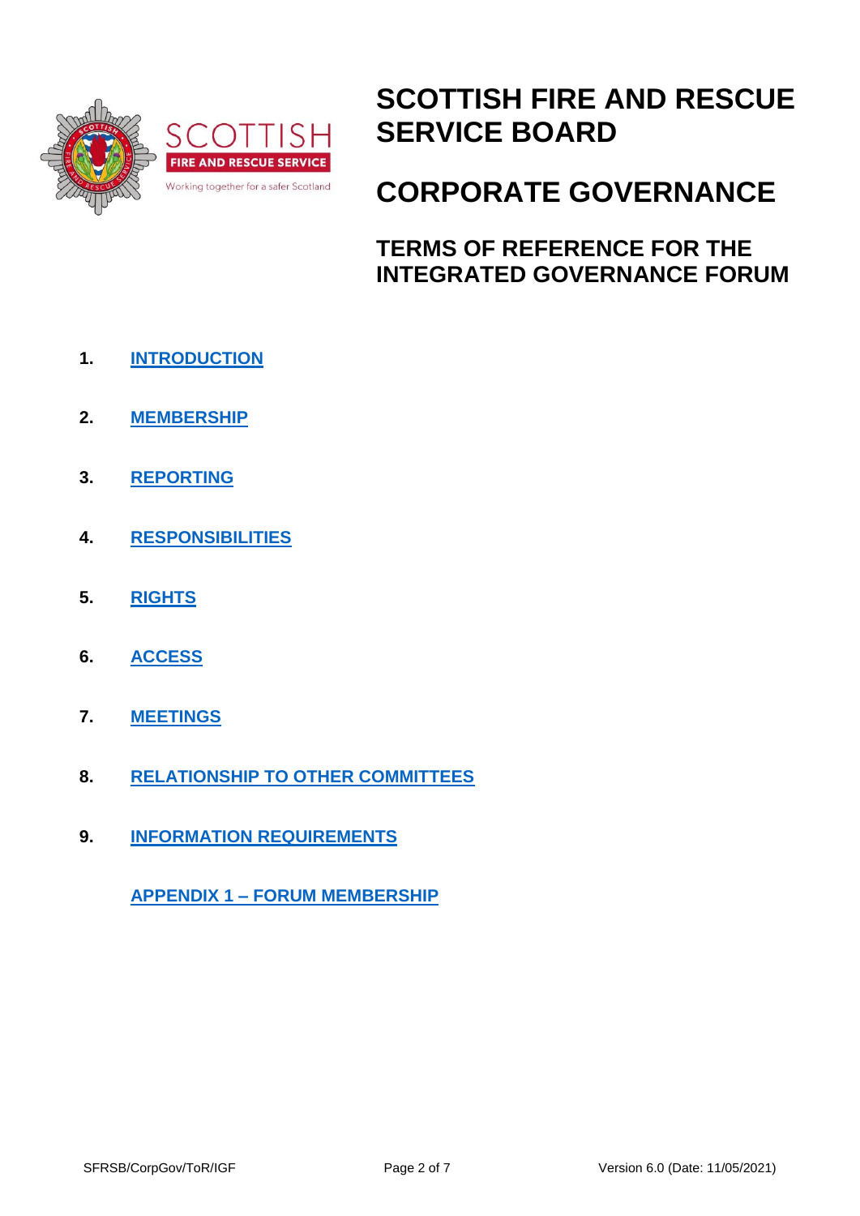# SCOTTISH FIRE AND RESCUE SERVICE BOARD

# CORPORATE GOVERNANCE

## TERMS OF REFERENCE FOR THE INTEGRATED GOVERNANCE FORUM

1. **INTRODUCTION**
2. **MEMBERSHIP**
3. **REPORTING**
4. **RESPONSIBILITIES**
5. **RIGHTS**
6. **ACCESS**
7. **MEETINGS**
8. **RELATIONSHIP TO OTHER COMMITTEES**
9. **INFORMATION REQUIREMENTS**

**APPENDIX 1 – FORUM MEMBERSHIP**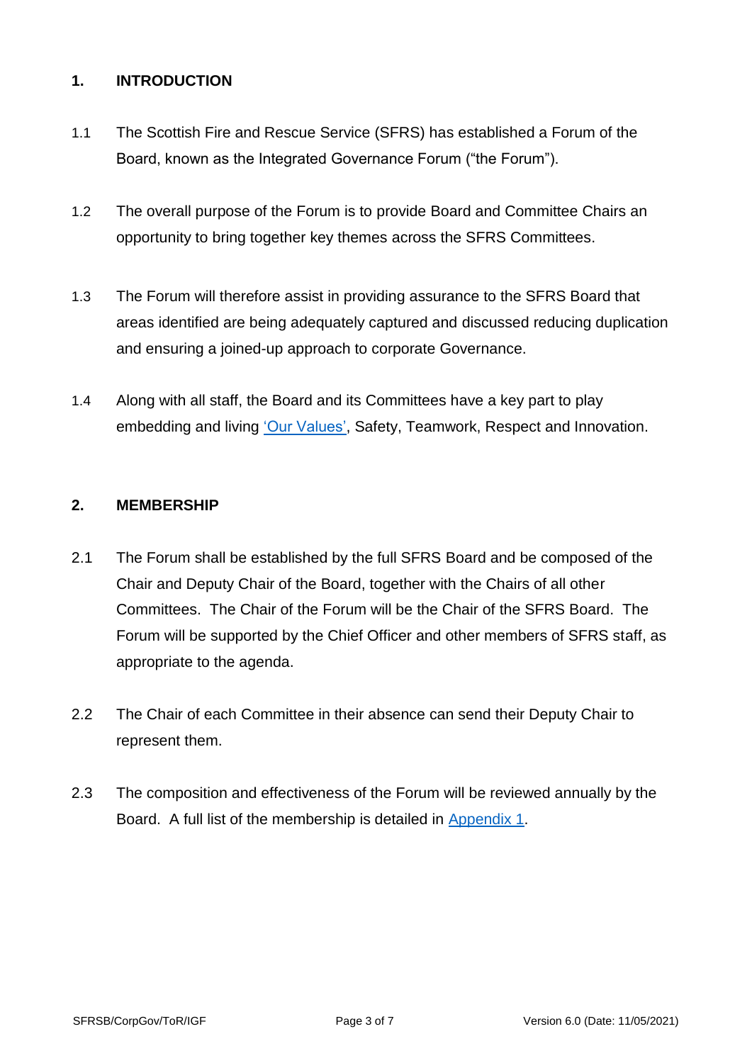## 1. INTRODUCTION

1.1 The Scottish Fire and Rescue Service (SFRS) has established a Forum of the Board, known as the Integrated Governance Forum ("the Forum").

1.2 The overall purpose of the Forum is to provide Board and Committee Chairs an opportunity to bring together key themes across the SFRS Committees.

1.3 The Forum will therefore assist in providing assurance to the SFRS Board that areas identified are being adequately captured and discussed reducing duplication and ensuring a joined-up approach to corporate Governance.

1.4 Along with all staff, the Board and its Committees have a key part to play embedding and living 'Our Values', Safety, Teamwork, Respect and Innovation.

## 2. MEMBERSHIP

2.1 The Forum shall be established by the full SFRS Board and be composed of the Chair and Deputy Chair of the Board, together with the Chairs of all other Committees. The Chair of the Forum will be the Chair of the SFRS Board. The Forum will be supported by the Chief Officer and other members of SFRS staff, as appropriate to the agenda.

2.2 The Chair of each Committee in their absence can send their Deputy Chair to represent them.

2.3 The composition and effectiveness of the Forum will be reviewed annually by the Board. A full list of the membership is detailed in Appendix 1.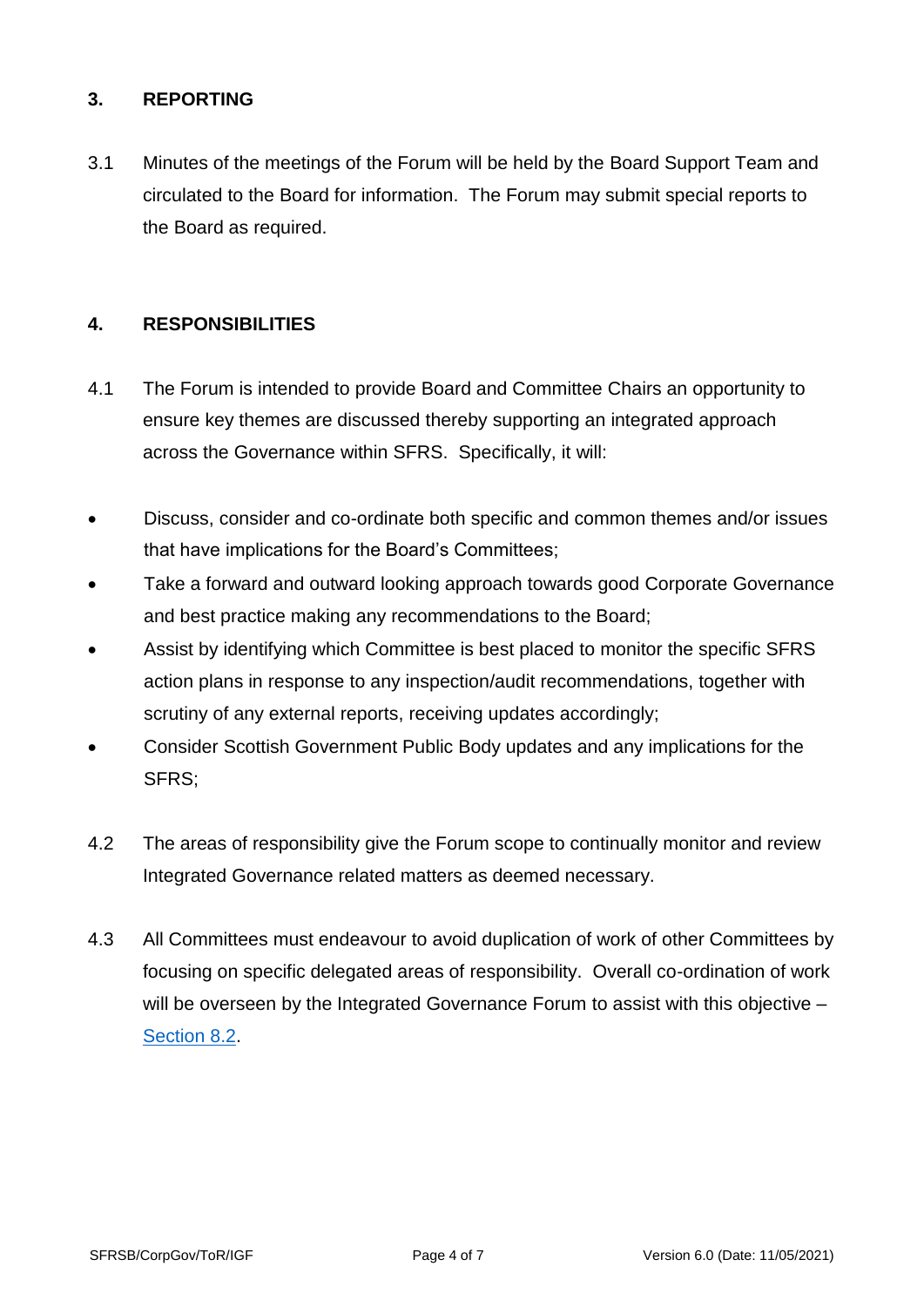## 3. REPORTING

3.1 Minutes of the meetings of the Forum will be held by the Board Support Team and circulated to the Board for information. The Forum may submit special reports to the Board as required.

## 4. RESPONSIBILITIES

4.1 The Forum is intended to provide Board and Committee Chairs an opportunity to ensure key themes are discussed thereby supporting an integrated approach across the Governance within SFRS. Specifically, it will:

- Discuss, consider and co-ordinate both specific and common themes and/or issues that have implications for the Board's Committees;
- Take a forward and outward looking approach towards good Corporate Governance and best practice making any recommendations to the Board;
- Assist by identifying which Committee is best placed to monitor the specific SFRS action plans in response to any inspection/audit recommendations, together with scrutiny of any external reports, receiving updates accordingly;
- Consider Scottish Government Public Body updates and any implications for the SFRS;

4.2 The areas of responsibility give the Forum scope to continually monitor and review Integrated Governance related matters as deemed necessary.

4.3 All Committees must endeavour to avoid duplication of work of other Committees by focusing on specific delegated areas of responsibility. Overall co-ordination of work will be overseen by the Integrated Governance Forum to assist with this objective – Section 8.2.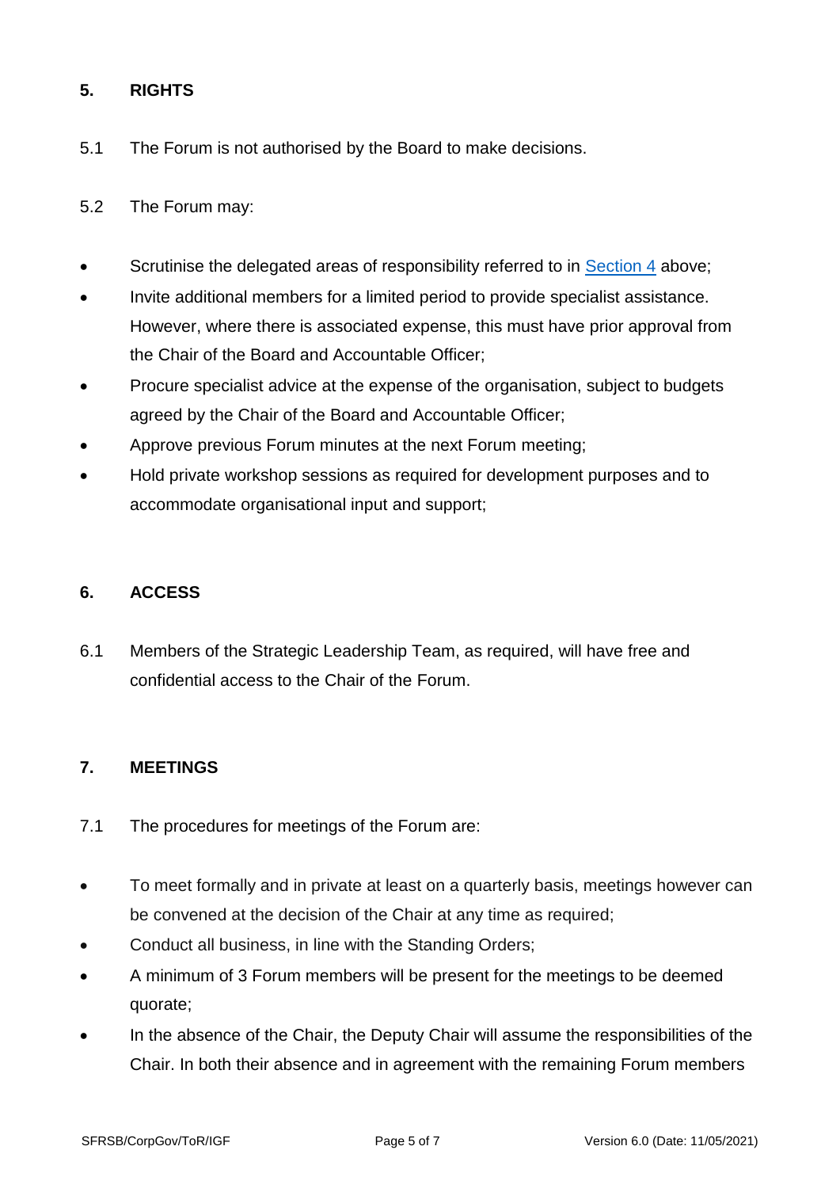## 5. RIGHTS

5.1 The Forum is not authorised by the Board to make decisions.

5.2 The Forum may:

- Scrutinise the delegated areas of responsibility referred to in [Section 4](#) above;
- Invite additional members for a limited period to provide specialist assistance. However, where there is associated expense, this must have prior approval from the Chair of the Board and Accountable Officer;
- Procure specialist advice at the expense of the organisation, subject to budgets agreed by the Chair of the Board and Accountable Officer;
- Approve previous Forum minutes at the next Forum meeting;
- Hold private workshop sessions as required for development purposes and to accommodate organisational input and support;

## 6. ACCESS

6.1 Members of the Strategic Leadership Team, as required, will have free and confidential access to the Chair of the Forum.

## 7. MEETINGS

7.1 The procedures for meetings of the Forum are:

- To meet formally and in private at least on a quarterly basis, meetings however can be convened at the decision of the Chair at any time as required;
- Conduct all business, in line with the Standing Orders;
- A minimum of 3 Forum members will be present for the meetings to be deemed quorate;
- In the absence of the Chair, the Deputy Chair will assume the responsibilities of the Chair. In both their absence and in agreement with the remaining Forum members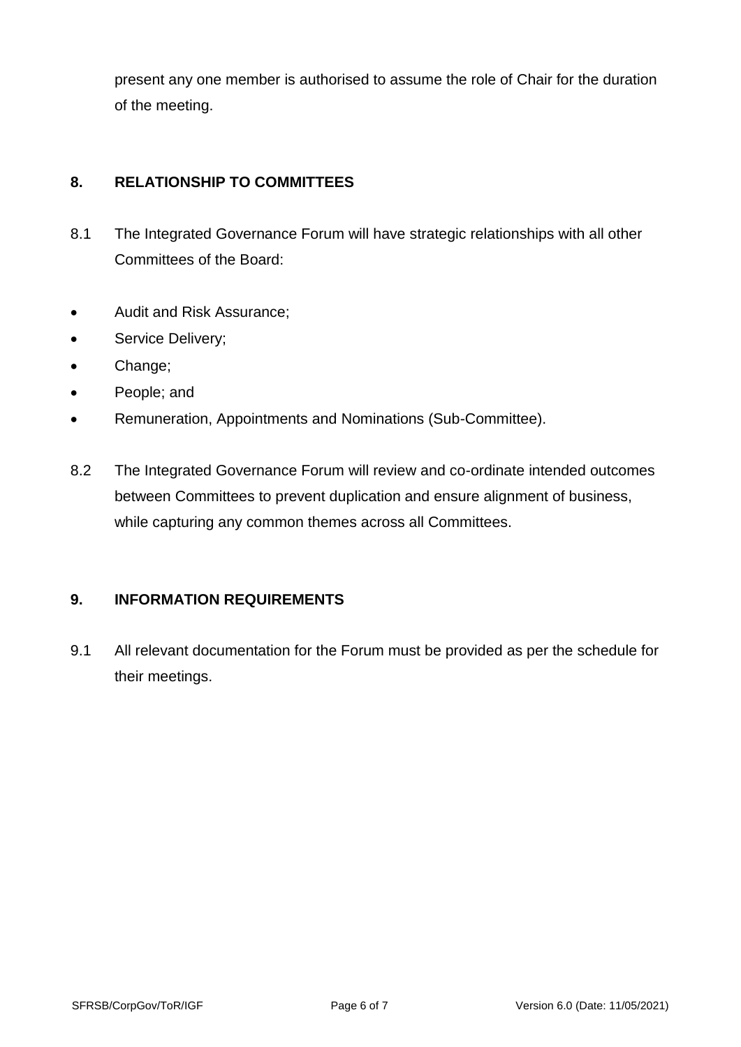present any one member is authorised to assume the role of Chair for the duration of the meeting.

## 8. RELATIONSHIP TO COMMITTEES

8.1 The Integrated Governance Forum will have strategic relationships with all other Committees of the Board:

- Audit and Risk Assurance;
- Service Delivery;
- Change;
- People; and
- Remuneration, Appointments and Nominations (Sub-Committee).

8.2 The Integrated Governance Forum will review and co-ordinate intended outcomes between Committees to prevent duplication and ensure alignment of business, while capturing any common themes across all Committees.

## 9. INFORMATION REQUIREMENTS

9.1 All relevant documentation for the Forum must be provided as per the schedule for their meetings.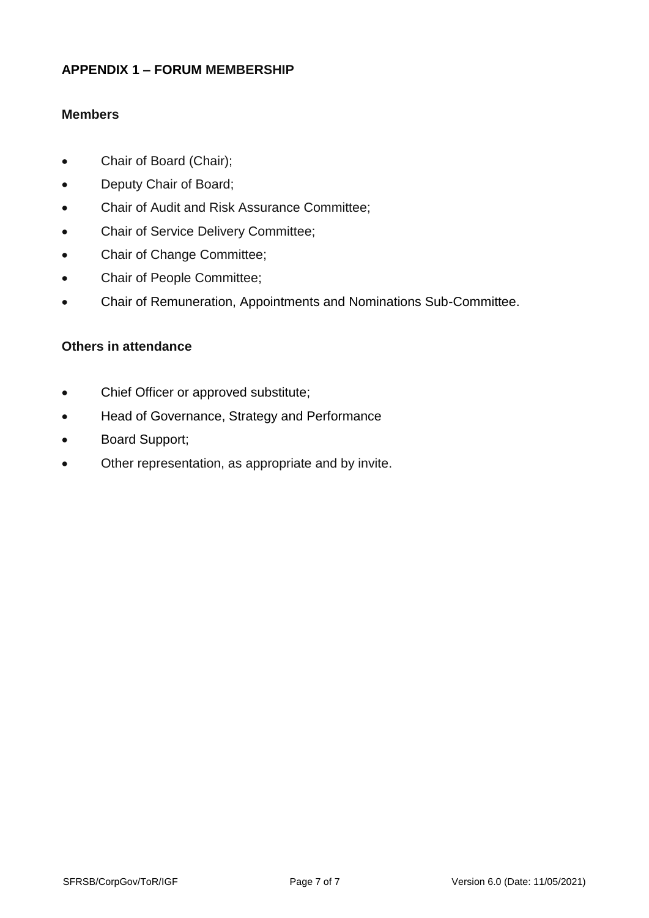## APPENDIX 1 – FORUM MEMBERSHIP

### Members

- Chair of Board (Chair);
- Deputy Chair of Board;
- Chair of Audit and Risk Assurance Committee;
- Chair of Service Delivery Committee;
- Chair of Change Committee;
- Chair of People Committee;
- Chair of Remuneration, Appointments and Nominations Sub-Committee.

### Others in attendance

- Chief Officer or approved substitute;
- Head of Governance, Strategy and Performance
- Board Support;
- Other representation, as appropriate and by invite.